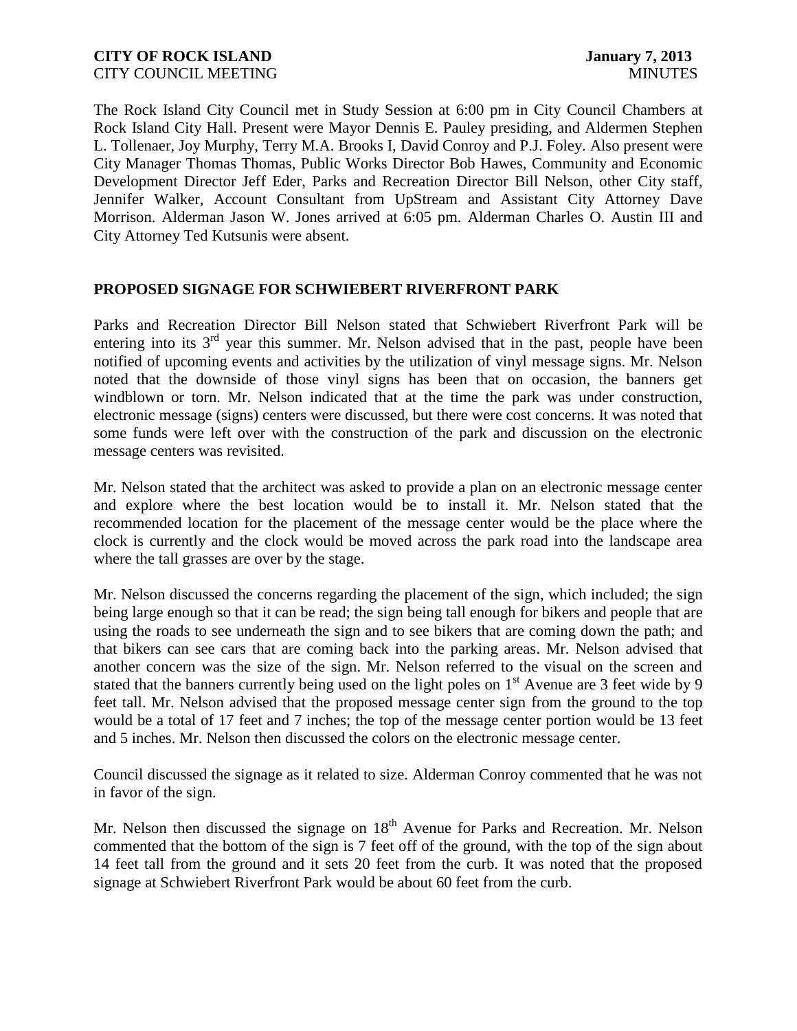**CITY OF ROCK ISLAND** **January 7, 2013**
CITY COUNCIL MEETING MINUTES

The Rock Island City Council met in Study Session at 6:00 pm in City Council Chambers at Rock Island City Hall. Present were Mayor Dennis E. Pauley presiding, and Aldermen Stephen L. Tollenaer, Joy Murphy, Terry M.A. Brooks I, David Conroy and P.J. Foley. Also present were City Manager Thomas Thomas, Public Works Director Bob Hawes, Community and Economic Development Director Jeff Eder, Parks and Recreation Director Bill Nelson, other City staff, Jennifer Walker, Account Consultant from UpStream and Assistant City Attorney Dave Morrison. Alderman Jason W. Jones arrived at 6:05 pm. Alderman Charles O. Austin III and City Attorney Ted Kutsunis were absent.

## PROPOSED SIGNAGE FOR SCHWIEBERT RIVERFRONT PARK

Parks and Recreation Director Bill Nelson stated that Schwiebert Riverfront Park will be entering into its 3rd year this summer. Mr. Nelson advised that in the past, people have been notified of upcoming events and activities by the utilization of vinyl message signs. Mr. Nelson noted that the downside of those vinyl signs has been that on occasion, the banners get windblown or torn. Mr. Nelson indicated that at the time the park was under construction, electronic message (signs) centers were discussed, but there were cost concerns. It was noted that some funds were left over with the construction of the park and discussion on the electronic message centers was revisited.

Mr. Nelson stated that the architect was asked to provide a plan on an electronic message center and explore where the best location would be to install it. Mr. Nelson stated that the recommended location for the placement of the message center would be the place where the clock is currently and the clock would be moved across the park road into the landscape area where the tall grasses are over by the stage.

Mr. Nelson discussed the concerns regarding the placement of the sign, which included; the sign being large enough so that it can be read; the sign being tall enough for bikers and people that are using the roads to see underneath the sign and to see bikers that are coming down the path; and that bikers can see cars that are coming back into the parking areas. Mr. Nelson advised that another concern was the size of the sign. Mr. Nelson referred to the visual on the screen and stated that the banners currently being used on the light poles on 1st Avenue are 3 feet wide by 9 feet tall. Mr. Nelson advised that the proposed message center sign from the ground to the top would be a total of 17 feet and 7 inches; the top of the message center portion would be 13 feet and 5 inches. Mr. Nelson then discussed the colors on the electronic message center.

Council discussed the signage as it related to size. Alderman Conroy commented that he was not in favor of the sign.

Mr. Nelson then discussed the signage on 18th Avenue for Parks and Recreation. Mr. Nelson commented that the bottom of the sign is 7 feet off of the ground, with the top of the sign about 14 feet tall from the ground and it sets 20 feet from the curb. It was noted that the proposed signage at Schwiebert Riverfront Park would be about 60 feet from the curb.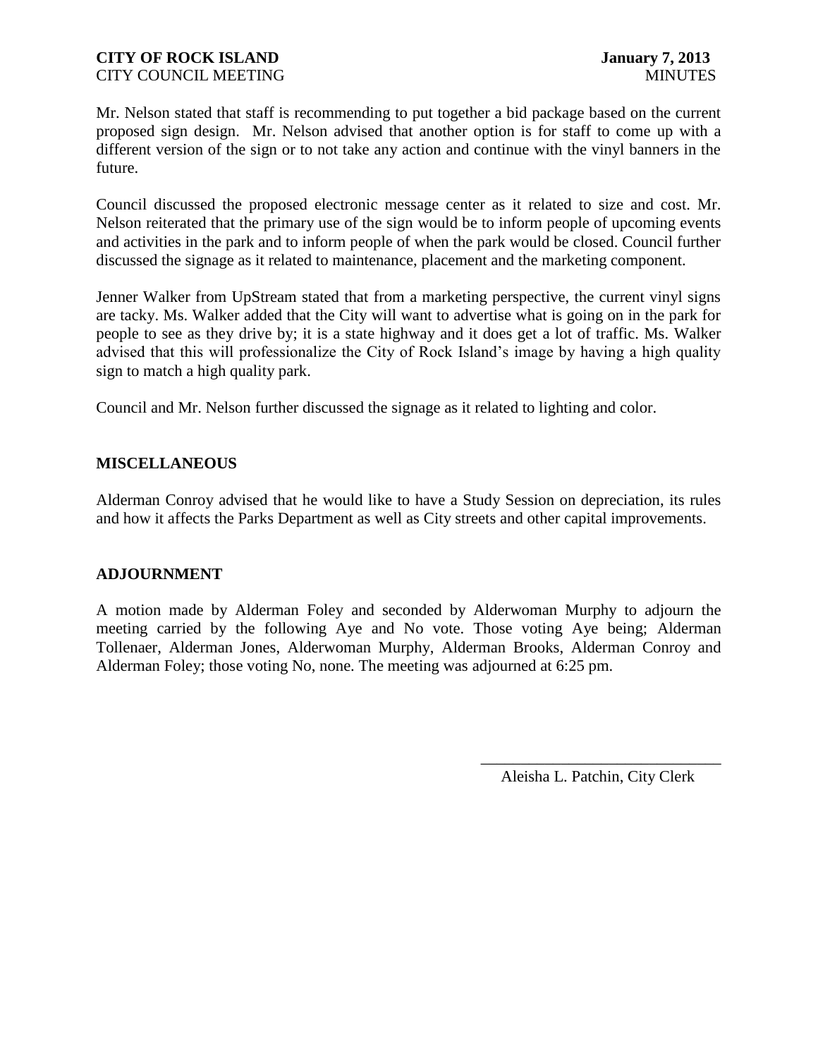Mr. Nelson stated that staff is recommending to put together a bid package based on the current proposed sign design. Mr. Nelson advised that another option is for staff to come up with a different version of the sign or to not take any action and continue with the vinyl banners in the future.

Council discussed the proposed electronic message center as it related to size and cost. Mr. Nelson reiterated that the primary use of the sign would be to inform people of upcoming events and activities in the park and to inform people of when the park would be closed. Council further discussed the signage as it related to maintenance, placement and the marketing component.

Jenner Walker from UpStream stated that from a marketing perspective, the current vinyl signs are tacky. Ms. Walker added that the City will want to advertise what is going on in the park for people to see as they drive by; it is a state highway and it does get a lot of traffic. Ms. Walker advised that this will professionalize the City of Rock Island's image by having a high quality sign to match a high quality park.

Council and Mr. Nelson further discussed the signage as it related to lighting and color.

## MISCELLANEOUS

Alderman Conroy advised that he would like to have a Study Session on depreciation, its rules and how it affects the Parks Department as well as City streets and other capital improvements.

## ADJOURNMENT

A motion made by Alderman Foley and seconded by Alderwoman Murphy to adjourn the meeting carried by the following Aye and No vote. Those voting Aye being; Alderman Tollenaer, Alderman Jones, Alderwoman Murphy, Alderman Brooks, Alderman Conroy and Alderman Foley; those voting No, none. The meeting was adjourned at 6:25 pm.

\_\_\_\_\_\_\_\_\_\_\_\_\_\_\_\_\_\_\_\_\_\_\_\_\_\_\_\_\_\_

Aleisha L. Patchin, City Clerk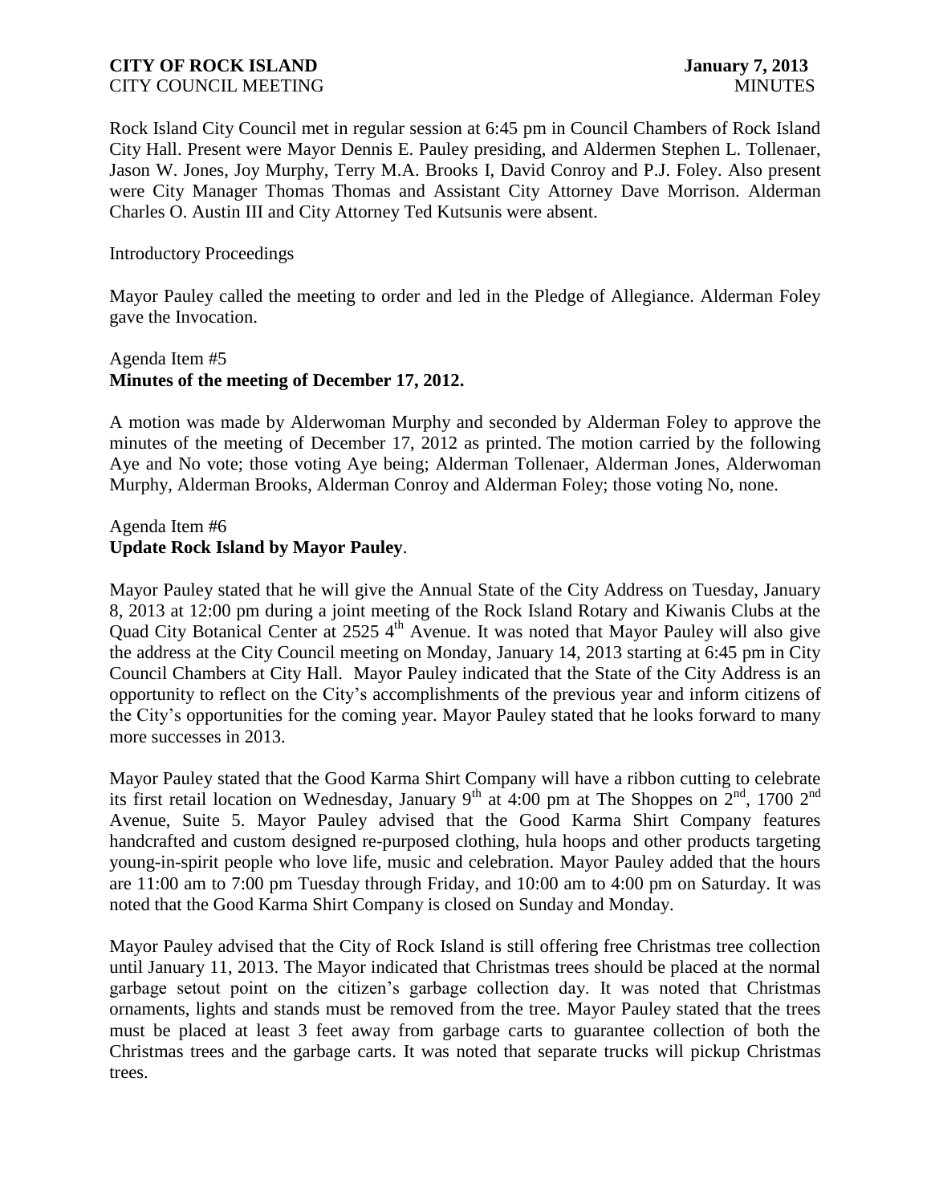Rock Island City Council met in regular session at 6:45 pm in Council Chambers of Rock Island City Hall. Present were Mayor Dennis E. Pauley presiding, and Aldermen Stephen L. Tollenaer, Jason W. Jones, Joy Murphy, Terry M.A. Brooks I, David Conroy and P.J. Foley. Also present were City Manager Thomas Thomas and Assistant City Attorney Dave Morrison. Alderman Charles O. Austin III and City Attorney Ted Kutsunis were absent.

Introductory Proceedings

Mayor Pauley called the meeting to order and led in the Pledge of Allegiance. Alderman Foley gave the Invocation.

Agenda Item #5
**Minutes of the meeting of December 17, 2012.**

A motion was made by Alderwoman Murphy and seconded by Alderman Foley to approve the minutes of the meeting of December 17, 2012 as printed. The motion carried by the following Aye and No vote; those voting Aye being; Alderman Tollenaer, Alderman Jones, Alderwoman Murphy, Alderman Brooks, Alderman Conroy and Alderman Foley; those voting No, none.

Agenda Item #6
**Update Rock Island by Mayor Pauley**.

Mayor Pauley stated that he will give the Annual State of the City Address on Tuesday, January 8, 2013 at 12:00 pm during a joint meeting of the Rock Island Rotary and Kiwanis Clubs at the Quad City Botanical Center at 2525 4th Avenue. It was noted that Mayor Pauley will also give the address at the City Council meeting on Monday, January 14, 2013 starting at 6:45 pm in City Council Chambers at City Hall. Mayor Pauley indicated that the State of the City Address is an opportunity to reflect on the City's accomplishments of the previous year and inform citizens of the City's opportunities for the coming year. Mayor Pauley stated that he looks forward to many more successes in 2013.

Mayor Pauley stated that the Good Karma Shirt Company will have a ribbon cutting to celebrate its first retail location on Wednesday, January 9th at 4:00 pm at The Shoppes on 2nd, 1700 2nd Avenue, Suite 5. Mayor Pauley advised that the Good Karma Shirt Company features handcrafted and custom designed re-purposed clothing, hula hoops and other products targeting young-in-spirit people who love life, music and celebration. Mayor Pauley added that the hours are 11:00 am to 7:00 pm Tuesday through Friday, and 10:00 am to 4:00 pm on Saturday. It was noted that the Good Karma Shirt Company is closed on Sunday and Monday.

Mayor Pauley advised that the City of Rock Island is still offering free Christmas tree collection until January 11, 2013. The Mayor indicated that Christmas trees should be placed at the normal garbage setout point on the citizen's garbage collection day. It was noted that Christmas ornaments, lights and stands must be removed from the tree. Mayor Pauley stated that the trees must be placed at least 3 feet away from garbage carts to guarantee collection of both the Christmas trees and the garbage carts. It was noted that separate trucks will pickup Christmas trees.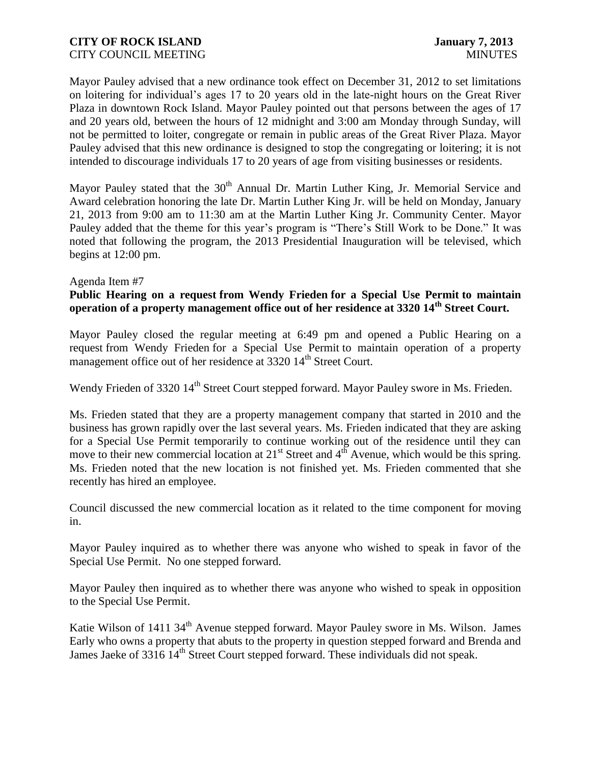Mayor Pauley advised that a new ordinance took effect on December 31, 2012 to set limitations on loitering for individual's ages 17 to 20 years old in the late-night hours on the Great River Plaza in downtown Rock Island. Mayor Pauley pointed out that persons between the ages of 17 and 20 years old, between the hours of 12 midnight and 3:00 am Monday through Sunday, will not be permitted to loiter, congregate or remain in public areas of the Great River Plaza. Mayor Pauley advised that this new ordinance is designed to stop the congregating or loitering; it is not intended to discourage individuals 17 to 20 years of age from visiting businesses or residents.

Mayor Pauley stated that the 30th Annual Dr. Martin Luther King, Jr. Memorial Service and Award celebration honoring the late Dr. Martin Luther King Jr. will be held on Monday, January 21, 2013 from 9:00 am to 11:30 am at the Martin Luther King Jr. Community Center. Mayor Pauley added that the theme for this year's program is "There's Still Work to be Done." It was noted that following the program, the 2013 Presidential Inauguration will be televised, which begins at 12:00 pm.

Agenda Item #7

**Public Hearing on a request from Wendy Frieden for a Special Use Permit to maintain operation of a property management office out of her residence at 3320 14th Street Court.**

Mayor Pauley closed the regular meeting at 6:49 pm and opened a Public Hearing on a request from Wendy Frieden for a Special Use Permit to maintain operation of a property management office out of her residence at 3320 14th Street Court.

Wendy Frieden of 3320 14th Street Court stepped forward. Mayor Pauley swore in Ms. Frieden.

Ms. Frieden stated that they are a property management company that started in 2010 and the business has grown rapidly over the last several years. Ms. Frieden indicated that they are asking for a Special Use Permit temporarily to continue working out of the residence until they can move to their new commercial location at 21st Street and 4th Avenue, which would be this spring. Ms. Frieden noted that the new location is not finished yet. Ms. Frieden commented that she recently has hired an employee.

Council discussed the new commercial location as it related to the time component for moving in.

Mayor Pauley inquired as to whether there was anyone who wished to speak in favor of the Special Use Permit. No one stepped forward.

Mayor Pauley then inquired as to whether there was anyone who wished to speak in opposition to the Special Use Permit.

Katie Wilson of 1411 34th Avenue stepped forward. Mayor Pauley swore in Ms. Wilson. James Early who owns a property that abuts to the property in question stepped forward and Brenda and James Jaeke of 3316 14th Street Court stepped forward. These individuals did not speak.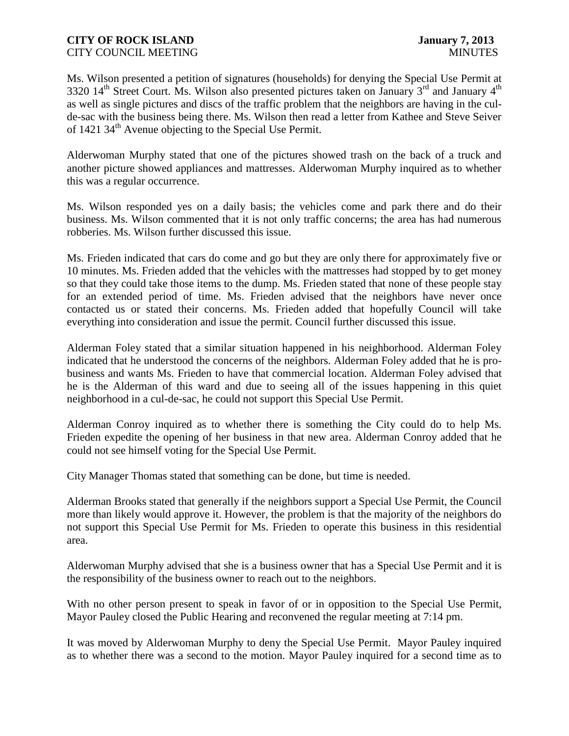Ms. Wilson presented a petition of signatures (households) for denying the Special Use Permit at 3320 14th Street Court. Ms. Wilson also presented pictures taken on January 3rd and January 4th as well as single pictures and discs of the traffic problem that the neighbors are having in the cul-de-sac with the business being there. Ms. Wilson then read a letter from Kathee and Steve Seiver of 1421 34th Avenue objecting to the Special Use Permit.

Alderwoman Murphy stated that one of the pictures showed trash on the back of a truck and another picture showed appliances and mattresses. Alderwoman Murphy inquired as to whether this was a regular occurrence.

Ms. Wilson responded yes on a daily basis; the vehicles come and park there and do their business. Ms. Wilson commented that it is not only traffic concerns; the area has had numerous robberies. Ms. Wilson further discussed this issue.

Ms. Frieden indicated that cars do come and go but they are only there for approximately five or 10 minutes. Ms. Frieden added that the vehicles with the mattresses had stopped by to get money so that they could take those items to the dump. Ms. Frieden stated that none of these people stay for an extended period of time. Ms. Frieden advised that the neighbors have never once contacted us or stated their concerns. Ms. Frieden added that hopefully Council will take everything into consideration and issue the permit. Council further discussed this issue.

Alderman Foley stated that a similar situation happened in his neighborhood. Alderman Foley indicated that he understood the concerns of the neighbors. Alderman Foley added that he is pro-business and wants Ms. Frieden to have that commercial location. Alderman Foley advised that he is the Alderman of this ward and due to seeing all of the issues happening in this quiet neighborhood in a cul-de-sac, he could not support this Special Use Permit.

Alderman Conroy inquired as to whether there is something the City could do to help Ms. Frieden expedite the opening of her business in that new area. Alderman Conroy added that he could not see himself voting for the Special Use Permit.

City Manager Thomas stated that something can be done, but time is needed.

Alderman Brooks stated that generally if the neighbors support a Special Use Permit, the Council more than likely would approve it. However, the problem is that the majority of the neighbors do not support this Special Use Permit for Ms. Frieden to operate this business in this residential area.

Alderwoman Murphy advised that she is a business owner that has a Special Use Permit and it is the responsibility of the business owner to reach out to the neighbors.

With no other person present to speak in favor of or in opposition to the Special Use Permit, Mayor Pauley closed the Public Hearing and reconvened the regular meeting at 7:14 pm.

It was moved by Alderwoman Murphy to deny the Special Use Permit. Mayor Pauley inquired as to whether there was a second to the motion. Mayor Pauley inquired for a second time as to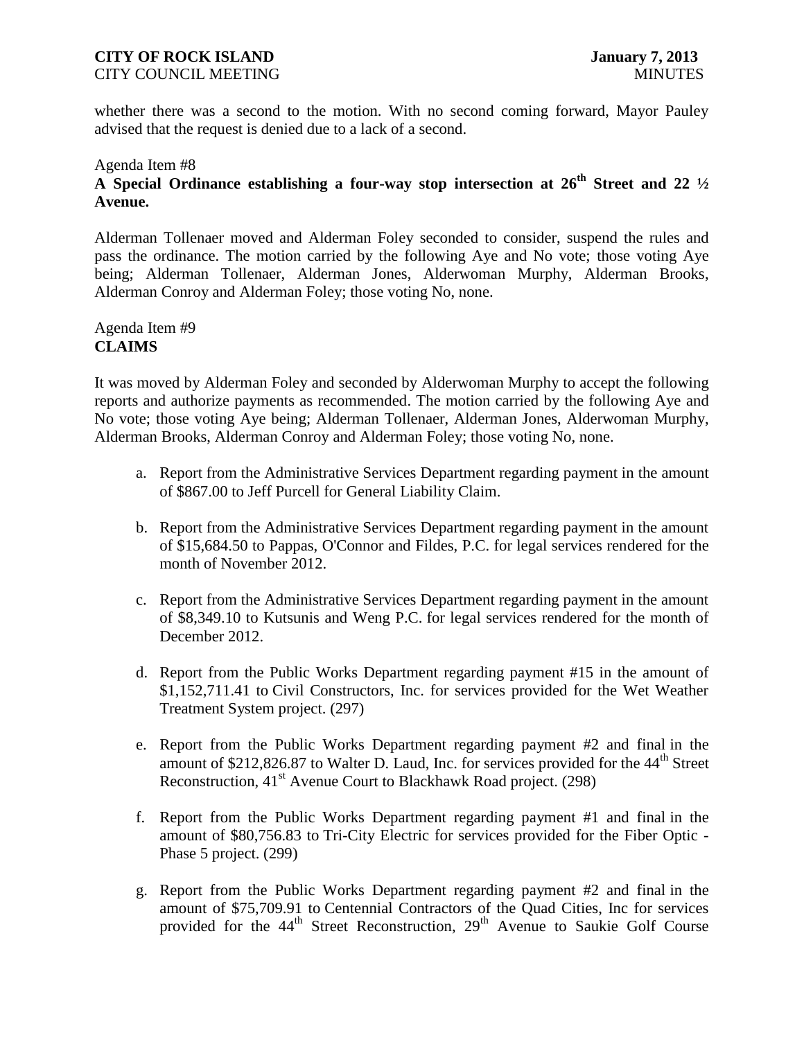whether there was a second to the motion. With no second coming forward, Mayor Pauley advised that the request is denied due to a lack of a second.

Agenda Item #8

**A Special Ordinance establishing a four-way stop intersection at 26th Street and 22 ½ Avenue.**

Alderman Tollenaer moved and Alderman Foley seconded to consider, suspend the rules and pass the ordinance. The motion carried by the following Aye and No vote; those voting Aye being; Alderman Tollenaer, Alderman Jones, Alderwoman Murphy, Alderman Brooks, Alderman Conroy and Alderman Foley; those voting No, none.

Agenda Item #9

**CLAIMS**

It was moved by Alderman Foley and seconded by Alderwoman Murphy to accept the following reports and authorize payments as recommended. The motion carried by the following Aye and No vote; those voting Aye being; Alderman Tollenaer, Alderman Jones, Alderwoman Murphy, Alderman Brooks, Alderman Conroy and Alderman Foley; those voting No, none.

a. Report from the Administrative Services Department regarding payment in the amount of $867.00 to Jeff Purcell for General Liability Claim.

b. Report from the Administrative Services Department regarding payment in the amount of $15,684.50 to Pappas, O'Connor and Fildes, P.C. for legal services rendered for the month of November 2012.

c. Report from the Administrative Services Department regarding payment in the amount of $8,349.10 to Kutsunis and Weng P.C. for legal services rendered for the month of December 2012.

d. Report from the Public Works Department regarding payment #15 in the amount of $1,152,711.41 to Civil Constructors, Inc. for services provided for the Wet Weather Treatment System project. (297)

e. Report from the Public Works Department regarding payment #2 and final in the amount of $212,826.87 to Walter D. Laud, Inc. for services provided for the 44th Street Reconstruction, 41st Avenue Court to Blackhawk Road project. (298)

f. Report from the Public Works Department regarding payment #1 and final in the amount of $80,756.83 to Tri-City Electric for services provided for the Fiber Optic - Phase 5 project. (299)

g. Report from the Public Works Department regarding payment #2 and final in the amount of $75,709.91 to Centennial Contractors of the Quad Cities, Inc for services provided for the 44th Street Reconstruction, 29th Avenue to Saukie Golf Course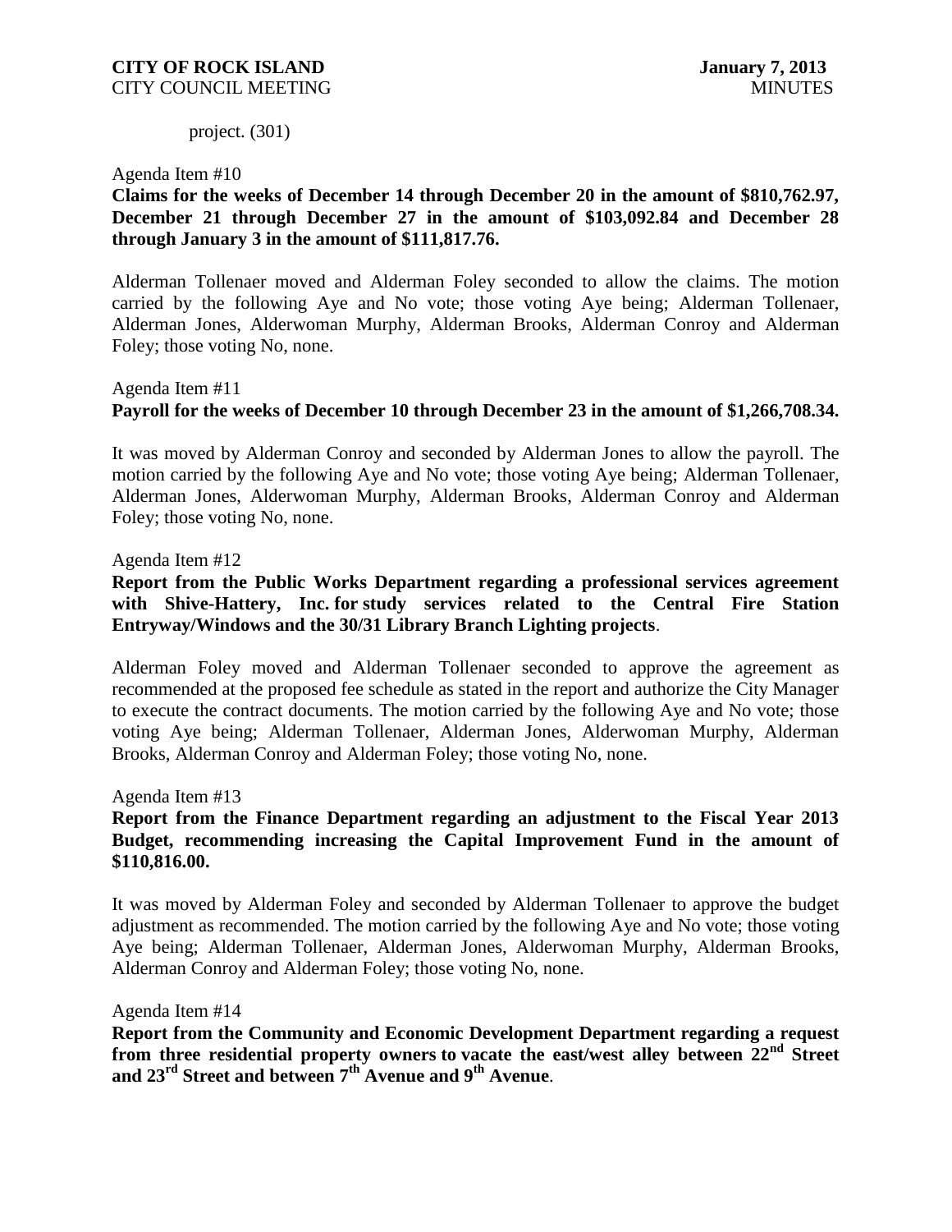project. (301)

Agenda Item #10

**Claims for the weeks of December 14 through December 20 in the amount of \$810,762.97, December 21 through December 27 in the amount of \$103,092.84 and December 28 through January 3 in the amount of \$111,817.76.**

Alderman Tollenaer moved and Alderman Foley seconded to allow the claims. The motion carried by the following Aye and No vote; those voting Aye being; Alderman Tollenaer, Alderman Jones, Alderwoman Murphy, Alderman Brooks, Alderman Conroy and Alderman Foley; those voting No, none.

Agenda Item #11

**Payroll for the weeks of December 10 through December 23 in the amount of \$1,266,708.34.**

It was moved by Alderman Conroy and seconded by Alderman Jones to allow the payroll. The motion carried by the following Aye and No vote; those voting Aye being; Alderman Tollenaer, Alderman Jones, Alderwoman Murphy, Alderman Brooks, Alderman Conroy and Alderman Foley; those voting No, none.

Agenda Item #12

**Report from the Public Works Department regarding a professional services agreement with Shive-Hattery, Inc. for study services related to the Central Fire Station Entryway/Windows and the 30/31 Library Branch Lighting projects**.

Alderman Foley moved and Alderman Tollenaer seconded to approve the agreement as recommended at the proposed fee schedule as stated in the report and authorize the City Manager to execute the contract documents. The motion carried by the following Aye and No vote; those voting Aye being; Alderman Tollenaer, Alderman Jones, Alderwoman Murphy, Alderman Brooks, Alderman Conroy and Alderman Foley; those voting No, none.

Agenda Item #13

**Report from the Finance Department regarding an adjustment to the Fiscal Year 2013 Budget, recommending increasing the Capital Improvement Fund in the amount of \$110,816.00.**

It was moved by Alderman Foley and seconded by Alderman Tollenaer to approve the budget adjustment as recommended. The motion carried by the following Aye and No vote; those voting Aye being; Alderman Tollenaer, Alderman Jones, Alderwoman Murphy, Alderman Brooks, Alderman Conroy and Alderman Foley; those voting No, none.

Agenda Item #14

**Report from the Community and Economic Development Department regarding a request from three residential property owners to vacate the east/west alley between 22nd Street and 23rd Street and between 7th Avenue and 9th Avenue**.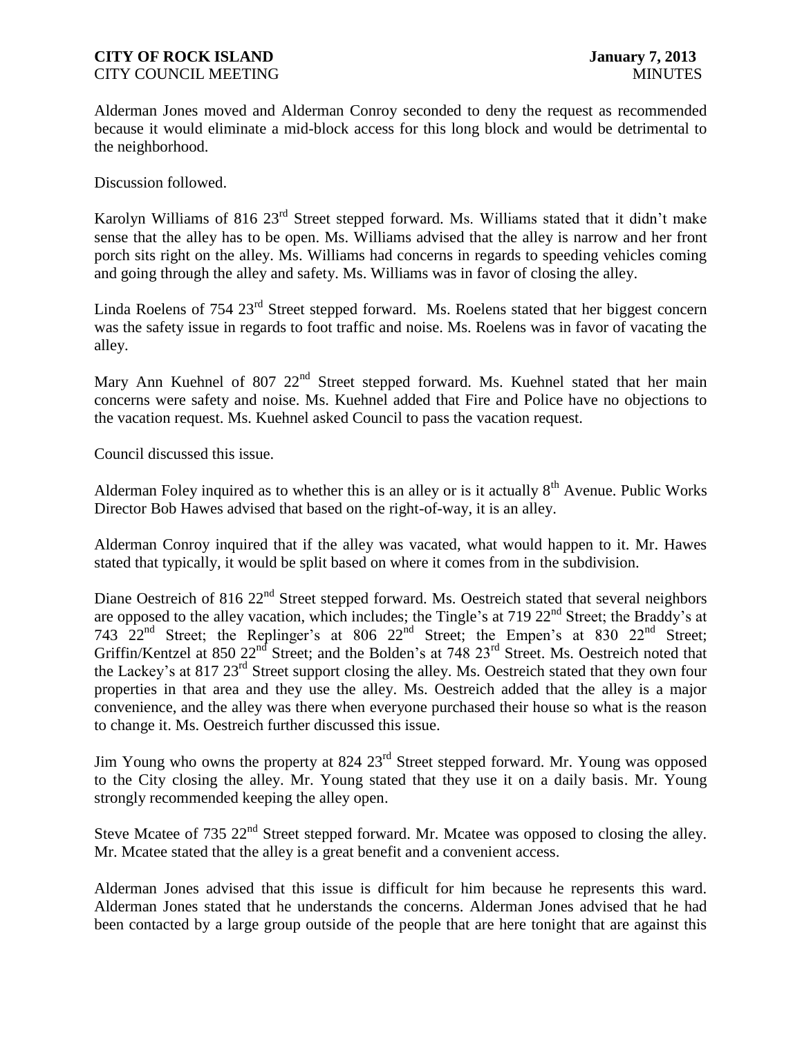Alderman Jones moved and Alderman Conroy seconded to deny the request as recommended because it would eliminate a mid-block access for this long block and would be detrimental to the neighborhood.

Discussion followed.

Karolyn Williams of 816 23rd Street stepped forward. Ms. Williams stated that it didn't make sense that the alley has to be open. Ms. Williams advised that the alley is narrow and her front porch sits right on the alley. Ms. Williams had concerns in regards to speeding vehicles coming and going through the alley and safety. Ms. Williams was in favor of closing the alley.

Linda Roelens of 754 23rd Street stepped forward. Ms. Roelens stated that her biggest concern was the safety issue in regards to foot traffic and noise. Ms. Roelens was in favor of vacating the alley.

Mary Ann Kuehnel of 807 22nd Street stepped forward. Ms. Kuehnel stated that her main concerns were safety and noise. Ms. Kuehnel added that Fire and Police have no objections to the vacation request. Ms. Kuehnel asked Council to pass the vacation request.

Council discussed this issue.

Alderman Foley inquired as to whether this is an alley or is it actually 8th Avenue. Public Works Director Bob Hawes advised that based on the right-of-way, it is an alley.

Alderman Conroy inquired that if the alley was vacated, what would happen to it. Mr. Hawes stated that typically, it would be split based on where it comes from in the subdivision.

Diane Oestreich of 816 22nd Street stepped forward. Ms. Oestreich stated that several neighbors are opposed to the alley vacation, which includes; the Tingle's at 719 22nd Street; the Braddy's at 743 22nd Street; the Replinger's at 806 22nd Street; the Empen's at 830 22nd Street; Griffin/Kentzel at 850 22nd Street; and the Bolden's at 748 23rd Street. Ms. Oestreich noted that the Lackey's at 817 23rd Street support closing the alley. Ms. Oestreich stated that they own four properties in that area and they use the alley. Ms. Oestreich added that the alley is a major convenience, and the alley was there when everyone purchased their house so what is the reason to change it. Ms. Oestreich further discussed this issue.

Jim Young who owns the property at 824 23rd Street stepped forward. Mr. Young was opposed to the City closing the alley. Mr. Young stated that they use it on a daily basis. Mr. Young strongly recommended keeping the alley open.

Steve Mcatee of 735 22nd Street stepped forward. Mr. Mcatee was opposed to closing the alley. Mr. Mcatee stated that the alley is a great benefit and a convenient access.

Alderman Jones advised that this issue is difficult for him because he represents this ward. Alderman Jones stated that he understands the concerns. Alderman Jones advised that he had been contacted by a large group outside of the people that are here tonight that are against this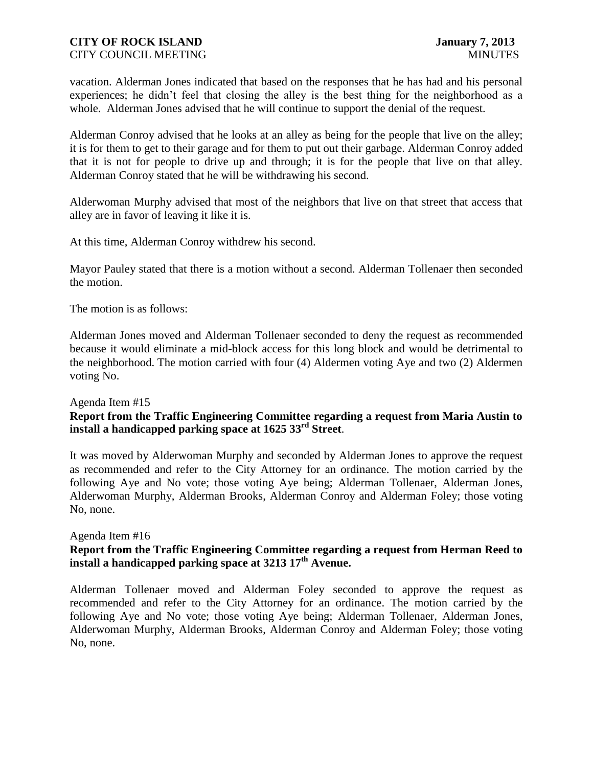vacation. Alderman Jones indicated that based on the responses that he has had and his personal experiences; he didn't feel that closing the alley is the best thing for the neighborhood as a whole. Alderman Jones advised that he will continue to support the denial of the request.

Alderman Conroy advised that he looks at an alley as being for the people that live on the alley; it is for them to get to their garage and for them to put out their garbage. Alderman Conroy added that it is not for people to drive up and through; it is for the people that live on that alley. Alderman Conroy stated that he will be withdrawing his second.

Alderwoman Murphy advised that most of the neighbors that live on that street that access that alley are in favor of leaving it like it is.

At this time, Alderman Conroy withdrew his second.

Mayor Pauley stated that there is a motion without a second. Alderman Tollenaer then seconded the motion.

The motion is as follows:

Alderman Jones moved and Alderman Tollenaer seconded to deny the request as recommended because it would eliminate a mid-block access for this long block and would be detrimental to the neighborhood. The motion carried with four (4) Aldermen voting Aye and two (2) Aldermen voting No.

Agenda Item #15

**Report from the Traffic Engineering Committee regarding a request from Maria Austin to install a handicapped parking space at 1625 33rd Street**.

It was moved by Alderwoman Murphy and seconded by Alderman Jones to approve the request as recommended and refer to the City Attorney for an ordinance. The motion carried by the following Aye and No vote; those voting Aye being; Alderman Tollenaer, Alderman Jones, Alderwoman Murphy, Alderman Brooks, Alderman Conroy and Alderman Foley; those voting No, none.

Agenda Item #16

**Report from the Traffic Engineering Committee regarding a request from Herman Reed to install a handicapped parking space at 3213 17th Avenue.**

Alderman Tollenaer moved and Alderman Foley seconded to approve the request as recommended and refer to the City Attorney for an ordinance. The motion carried by the following Aye and No vote; those voting Aye being; Alderman Tollenaer, Alderman Jones, Alderwoman Murphy, Alderman Brooks, Alderman Conroy and Alderman Foley; those voting No, none.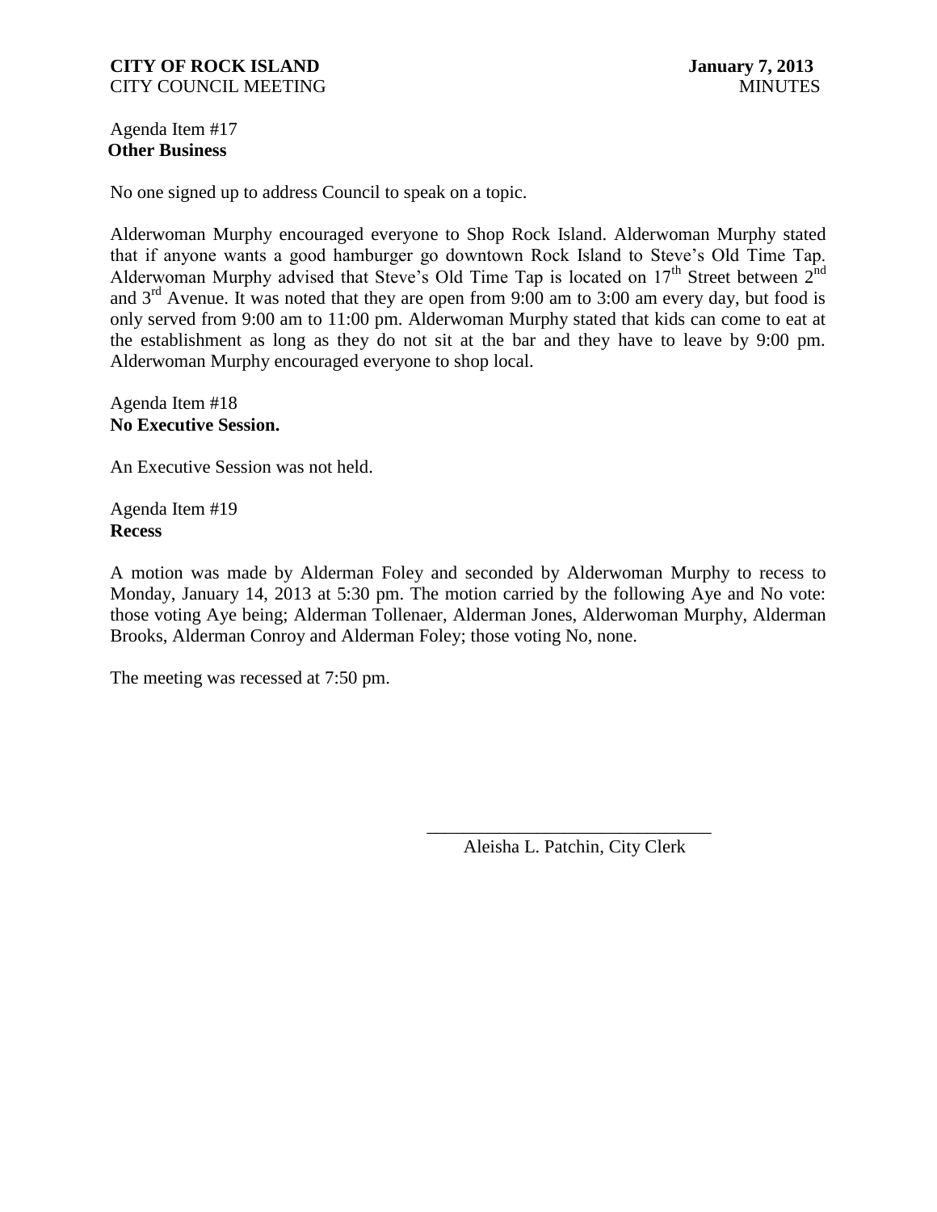Agenda Item #17
**Other Business**

No one signed up to address Council to speak on a topic.

Alderwoman Murphy encouraged everyone to Shop Rock Island. Alderwoman Murphy stated that if anyone wants a good hamburger go downtown Rock Island to Steve's Old Time Tap. Alderwoman Murphy advised that Steve's Old Time Tap is located on 17th Street between 2nd and 3rd Avenue. It was noted that they are open from 9:00 am to 3:00 am every day, but food is only served from 9:00 am to 11:00 pm. Alderwoman Murphy stated that kids can come to eat at the establishment as long as they do not sit at the bar and they have to leave by 9:00 pm. Alderwoman Murphy encouraged everyone to shop local.

Agenda Item #18
**No Executive Session.**

An Executive Session was not held.

Agenda Item #19
**Recess**

A motion was made by Alderman Foley and seconded by Alderwoman Murphy to recess to Monday, January 14, 2013 at 5:30 pm. The motion carried by the following Aye and No vote: those voting Aye being; Alderman Tollenaer, Alderman Jones, Alderwoman Murphy, Alderman Brooks, Alderman Conroy and Alderman Foley; those voting No, none.

The meeting was recessed at 7:50 pm.

\_\_\_\_\_\_\_\_\_\_\_\_\_\_\_\_\_\_\_\_\_\_\_\_\_\_\_\_\_\_

Aleisha L. Patchin, City Clerk